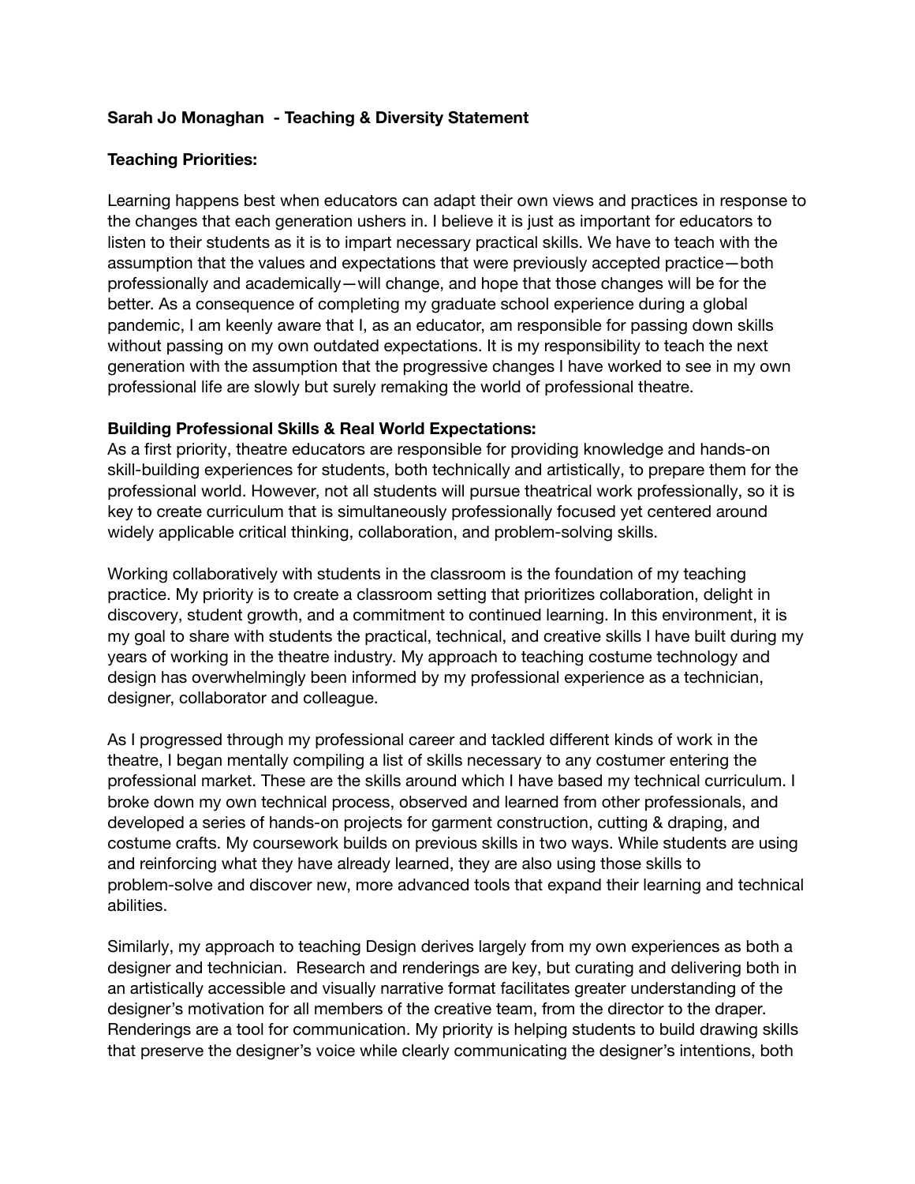**Sarah Jo Monaghan - Teaching & Diversity Statement**

**Teaching Priorities:**

Learning happens best when educators can adapt their own views and practices in response to the changes that each generation ushers in. I believe it is just as important for educators to listen to their students as it is to impart necessary practical skills. We have to teach with the assumption that the values and expectations that were previously accepted practice—both professionally and academically—will change, and hope that those changes will be for the better. As a consequence of completing my graduate school experience during a global pandemic, I am keenly aware that I, as an educator, am responsible for passing down skills without passing on my own outdated expectations. It is my responsibility to teach the next generation with the assumption that the progressive changes I have worked to see in my own professional life are slowly but surely remaking the world of professional theatre.

**Building Professional Skills & Real World Expectations:**

As a first priority, theatre educators are responsible for providing knowledge and hands-on skill-building experiences for students, both technically and artistically, to prepare them for the professional world. However, not all students will pursue theatrical work professionally, so it is key to create curriculum that is simultaneously professionally focused yet centered around widely applicable critical thinking, collaboration, and problem-solving skills.

Working collaboratively with students in the classroom is the foundation of my teaching practice. My priority is to create a classroom setting that prioritizes collaboration, delight in discovery, student growth, and a commitment to continued learning. In this environment, it is my goal to share with students the practical, technical, and creative skills I have built during my years of working in the theatre industry. My approach to teaching costume technology and design has overwhelmingly been informed by my professional experience as a technician, designer, collaborator and colleague.

As I progressed through my professional career and tackled different kinds of work in the theatre, I began mentally compiling a list of skills necessary to any costumer entering the professional market. These are the skills around which I have based my technical curriculum. I broke down my own technical process, observed and learned from other professionals, and developed a series of hands-on projects for garment construction, cutting & draping, and costume crafts. My coursework builds on previous skills in two ways. While students are using and reinforcing what they have already learned, they are also using those skills to problem-solve and discover new, more advanced tools that expand their learning and technical abilities.

Similarly, my approach to teaching Design derives largely from my own experiences as both a designer and technician. Research and renderings are key, but curating and delivering both in an artistically accessible and visually narrative format facilitates greater understanding of the designer's motivation for all members of the creative team, from the director to the draper. Renderings are a tool for communication. My priority is helping students to build drawing skills that preserve the designer's voice while clearly communicating the designer's intentions, both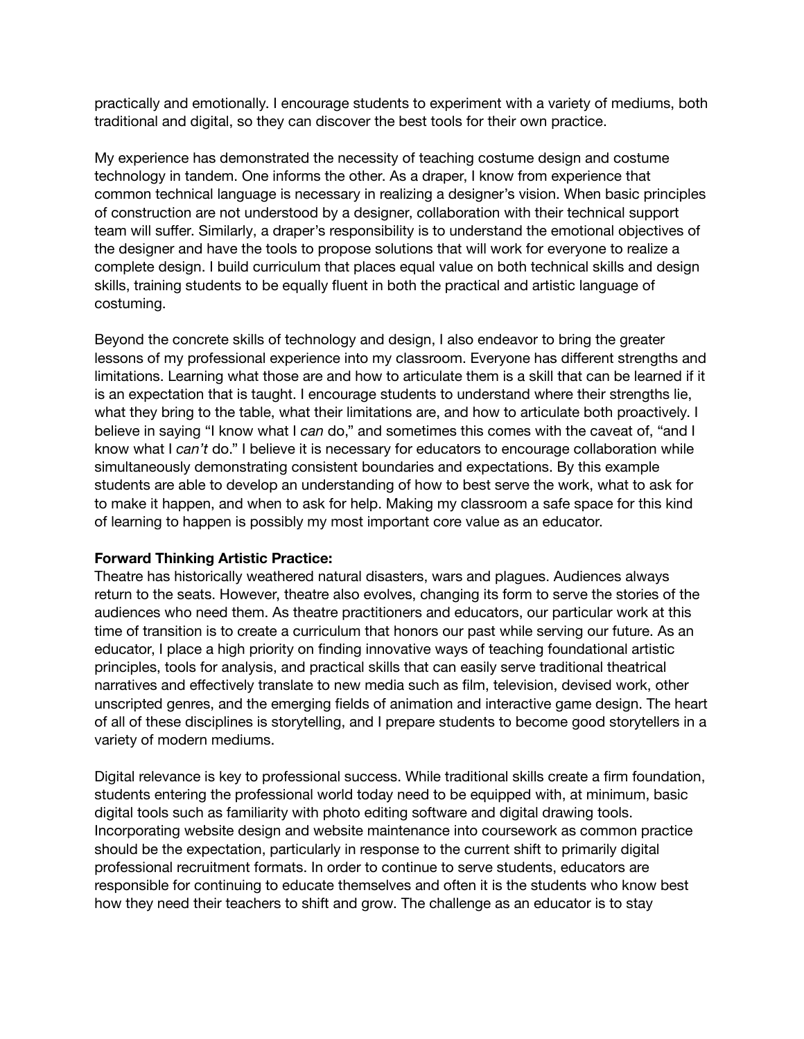practically and emotionally. I encourage students to experiment with a variety of mediums, both traditional and digital, so they can discover the best tools for their own practice.

My experience has demonstrated the necessity of teaching costume design and costume technology in tandem. One informs the other. As a draper, I know from experience that common technical language is necessary in realizing a designer's vision. When basic principles of construction are not understood by a designer, collaboration with their technical support team will suffer. Similarly, a draper's responsibility is to understand the emotional objectives of the designer and have the tools to propose solutions that will work for everyone to realize a complete design. I build curriculum that places equal value on both technical skills and design skills, training students to be equally fluent in both the practical and artistic language of costuming.

Beyond the concrete skills of technology and design, I also endeavor to bring the greater lessons of my professional experience into my classroom. Everyone has different strengths and limitations. Learning what those are and how to articulate them is a skill that can be learned if it is an expectation that is taught. I encourage students to understand where their strengths lie, what they bring to the table, what their limitations are, and how to articulate both proactively. I believe in saying "I know what I *can* do," and sometimes this comes with the caveat of, "and I know what I *can't* do." I believe it is necessary for educators to encourage collaboration while simultaneously demonstrating consistent boundaries and expectations. By this example students are able to develop an understanding of how to best serve the work, what to ask for to make it happen, and when to ask for help. Making my classroom a safe space for this kind of learning to happen is possibly my most important core value as an educator.

**Forward Thinking Artistic Practice:**
Theatre has historically weathered natural disasters, wars and plagues. Audiences always return to the seats. However, theatre also evolves, changing its form to serve the stories of the audiences who need them. As theatre practitioners and educators, our particular work at this time of transition is to create a curriculum that honors our past while serving our future. As an educator, I place a high priority on finding innovative ways of teaching foundational artistic principles, tools for analysis, and practical skills that can easily serve traditional theatrical narratives and effectively translate to new media such as film, television, devised work, other unscripted genres, and the emerging fields of animation and interactive game design. The heart of all of these disciplines is storytelling, and I prepare students to become good storytellers in a variety of modern mediums.

Digital relevance is key to professional success. While traditional skills create a firm foundation, students entering the professional world today need to be equipped with, at minimum, basic digital tools such as familiarity with photo editing software and digital drawing tools. Incorporating website design and website maintenance into coursework as common practice should be the expectation, particularly in response to the current shift to primarily digital professional recruitment formats. In order to continue to serve students, educators are responsible for continuing to educate themselves and often it is the students who know best how they need their teachers to shift and grow. The challenge as an educator is to stay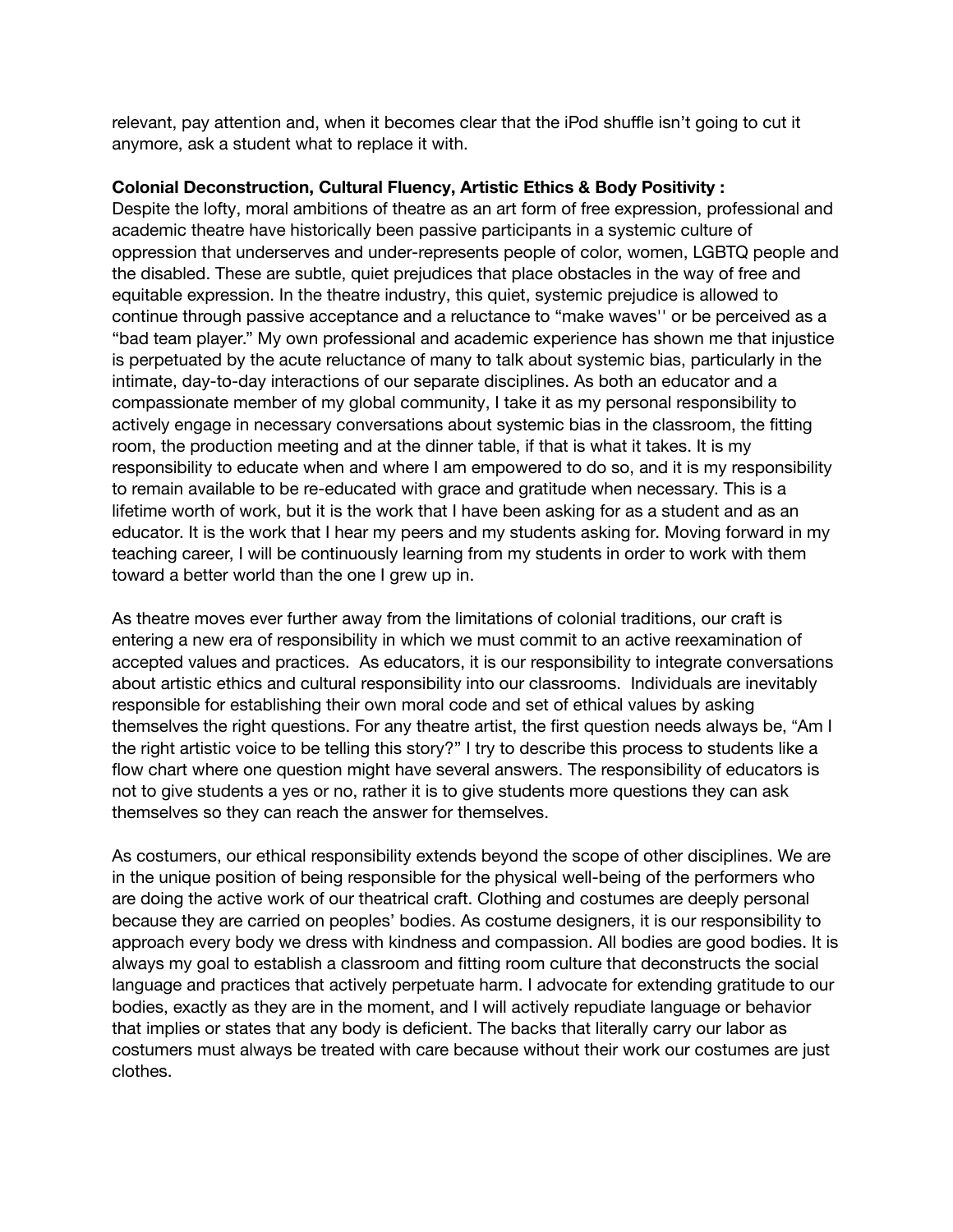relevant, pay attention and, when it becomes clear that the iPod shuffle isn't going to cut it anymore, ask a student what to replace it with.

**Colonial Deconstruction, Cultural Fluency, Artistic Ethics & Body Positivity :**
Despite the lofty, moral ambitions of theatre as an art form of free expression, professional and academic theatre have historically been passive participants in a systemic culture of oppression that underserves and under-represents people of color, women, LGBTQ people and the disabled. These are subtle, quiet prejudices that place obstacles in the way of free and equitable expression. In the theatre industry, this quiet, systemic prejudice is allowed to continue through passive acceptance and a reluctance to "make waves'' or be perceived as a "bad team player." My own professional and academic experience has shown me that injustice is perpetuated by the acute reluctance of many to talk about systemic bias, particularly in the intimate, day-to-day interactions of our separate disciplines. As both an educator and a compassionate member of my global community, I take it as my personal responsibility to actively engage in necessary conversations about systemic bias in the classroom, the fitting room, the production meeting and at the dinner table, if that is what it takes. It is my responsibility to educate when and where I am empowered to do so, and it is my responsibility to remain available to be re-educated with grace and gratitude when necessary. This is a lifetime worth of work, but it is the work that I have been asking for as a student and as an educator. It is the work that I hear my peers and my students asking for. Moving forward in my teaching career, I will be continuously learning from my students in order to work with them toward a better world than the one I grew up in.

As theatre moves ever further away from the limitations of colonial traditions, our craft is entering a new era of responsibility in which we must commit to an active reexamination of accepted values and practices. As educators, it is our responsibility to integrate conversations about artistic ethics and cultural responsibility into our classrooms. Individuals are inevitably responsible for establishing their own moral code and set of ethical values by asking themselves the right questions. For any theatre artist, the first question needs always be, "Am I the right artistic voice to be telling this story?" I try to describe this process to students like a flow chart where one question might have several answers. The responsibility of educators is not to give students a yes or no, rather it is to give students more questions they can ask themselves so they can reach the answer for themselves.

As costumers, our ethical responsibility extends beyond the scope of other disciplines. We are in the unique position of being responsible for the physical well-being of the performers who are doing the active work of our theatrical craft. Clothing and costumes are deeply personal because they are carried on peoples' bodies. As costume designers, it is our responsibility to approach every body we dress with kindness and compassion. All bodies are good bodies. It is always my goal to establish a classroom and fitting room culture that deconstructs the social language and practices that actively perpetuate harm. I advocate for extending gratitude to our bodies, exactly as they are in the moment, and I will actively repudiate language or behavior that implies or states that any body is deficient. The backs that literally carry our labor as costumers must always be treated with care because without their work our costumes are just clothes.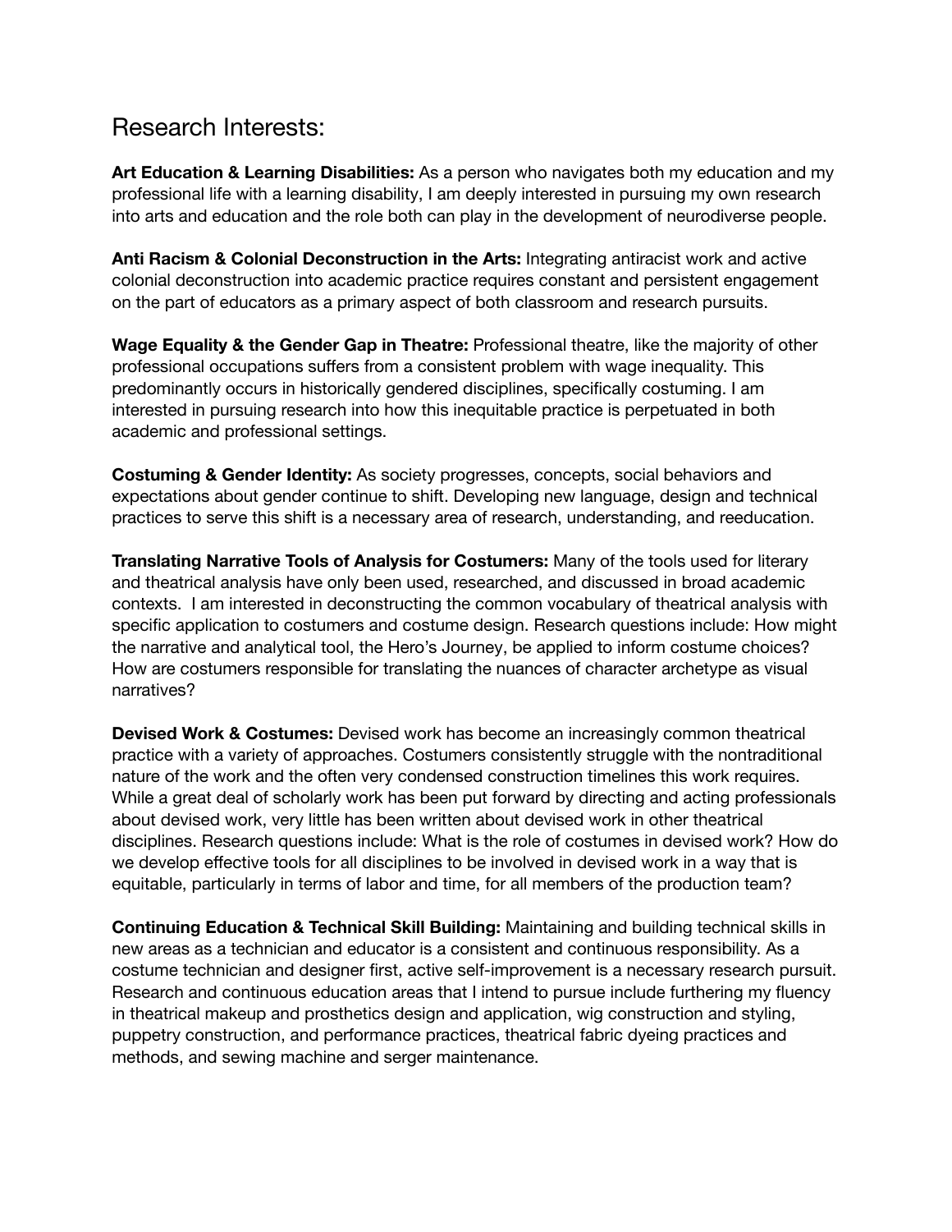# Research Interests:

**Art Education & Learning Disabilities:** As a person who navigates both my education and my professional life with a learning disability, I am deeply interested in pursuing my own research into arts and education and the role both can play in the development of neurodiverse people.

**Anti Racism & Colonial Deconstruction in the Arts:** Integrating antiracist work and active colonial deconstruction into academic practice requires constant and persistent engagement on the part of educators as a primary aspect of both classroom and research pursuits.

**Wage Equality & the Gender Gap in Theatre:** Professional theatre, like the majority of other professional occupations suffers from a consistent problem with wage inequality. This predominantly occurs in historically gendered disciplines, specifically costuming. I am interested in pursuing research into how this inequitable practice is perpetuated in both academic and professional settings.

**Costuming & Gender Identity:** As society progresses, concepts, social behaviors and expectations about gender continue to shift. Developing new language, design and technical practices to serve this shift is a necessary area of research, understanding, and reeducation.

**Translating Narrative Tools of Analysis for Costumers:** Many of the tools used for literary and theatrical analysis have only been used, researched, and discussed in broad academic contexts. I am interested in deconstructing the common vocabulary of theatrical analysis with specific application to costumers and costume design. Research questions include: How might the narrative and analytical tool, the Hero's Journey, be applied to inform costume choices? How are costumers responsible for translating the nuances of character archetype as visual narratives?

**Devised Work & Costumes:** Devised work has become an increasingly common theatrical practice with a variety of approaches. Costumers consistently struggle with the nontraditional nature of the work and the often very condensed construction timelines this work requires. While a great deal of scholarly work has been put forward by directing and acting professionals about devised work, very little has been written about devised work in other theatrical disciplines. Research questions include: What is the role of costumes in devised work? How do we develop effective tools for all disciplines to be involved in devised work in a way that is equitable, particularly in terms of labor and time, for all members of the production team?

**Continuing Education & Technical Skill Building:** Maintaining and building technical skills in new areas as a technician and educator is a consistent and continuous responsibility. As a costume technician and designer first, active self-improvement is a necessary research pursuit. Research and continuous education areas that I intend to pursue include furthering my fluency in theatrical makeup and prosthetics design and application, wig construction and styling, puppetry construction, and performance practices, theatrical fabric dyeing practices and methods, and sewing machine and serger maintenance.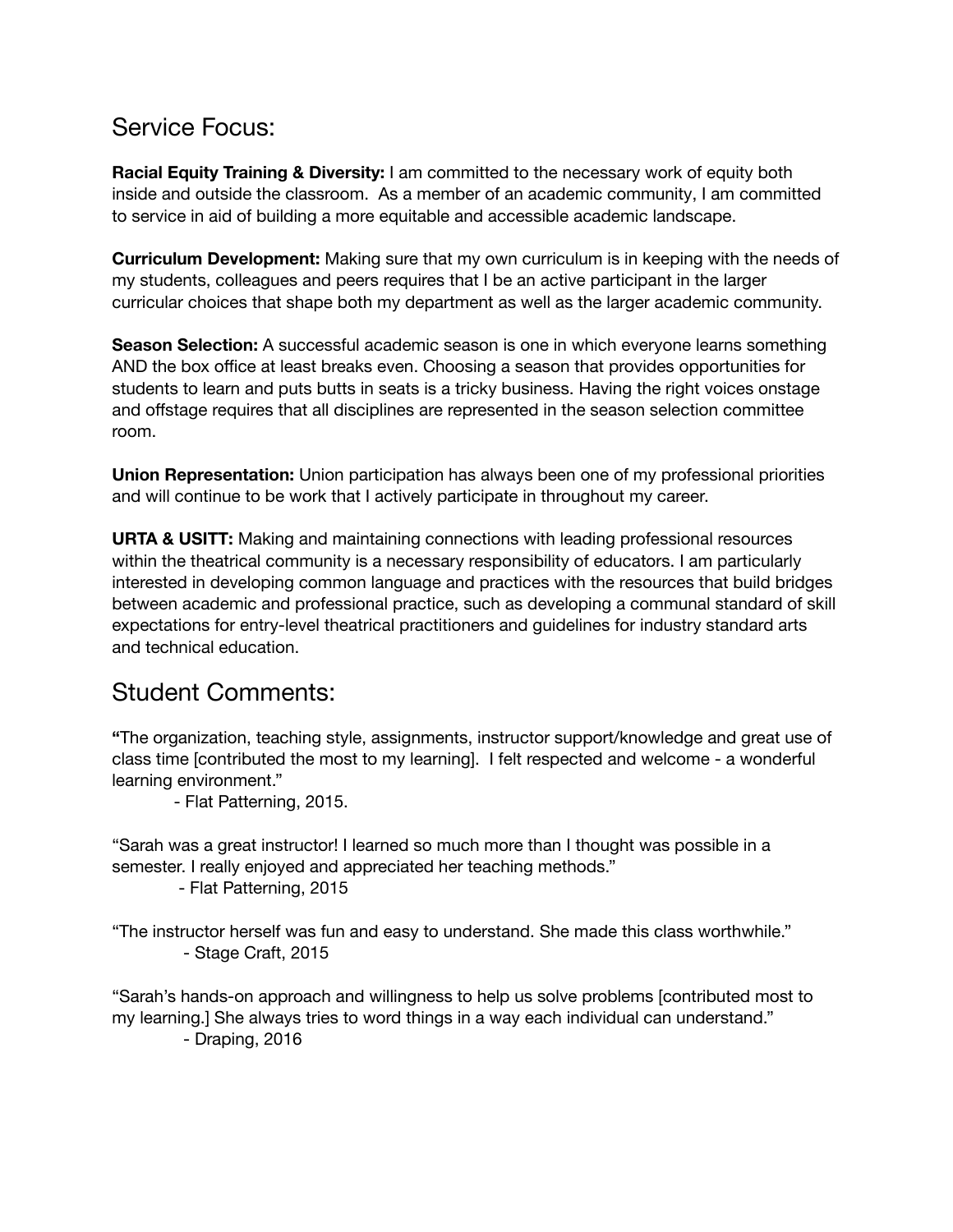## Service Focus:

**Racial Equity Training & Diversity:** I am committed to the necessary work of equity both inside and outside the classroom. As a member of an academic community, I am committed to service in aid of building a more equitable and accessible academic landscape.

**Curriculum Development:** Making sure that my own curriculum is in keeping with the needs of my students, colleagues and peers requires that I be an active participant in the larger curricular choices that shape both my department as well as the larger academic community.

**Season Selection:** A successful academic season is one in which everyone learns something AND the box office at least breaks even. Choosing a season that provides opportunities for students to learn and puts butts in seats is a tricky business. Having the right voices onstage and offstage requires that all disciplines are represented in the season selection committee room.

**Union Representation:** Union participation has always been one of my professional priorities and will continue to be work that I actively participate in throughout my career.

**URTA & USITT:** Making and maintaining connections with leading professional resources within the theatrical community is a necessary responsibility of educators. I am particularly interested in developing common language and practices with the resources that build bridges between academic and professional practice, such as developing a communal standard of skill expectations for entry-level theatrical practitioners and guidelines for industry standard arts and technical education.

## Student Comments:

"The organization, teaching style, assignments, instructor support/knowledge and great use of class time [contributed the most to my learning]. I felt respected and welcome - a wonderful learning environment."

- Flat Patterning, 2015.

"Sarah was a great instructor! I learned so much more than I thought was possible in a semester. I really enjoyed and appreciated her teaching methods."

- Flat Patterning, 2015

"The instructor herself was fun and easy to understand. She made this class worthwhile."

- Stage Craft, 2015

"Sarah's hands-on approach and willingness to help us solve problems [contributed most to my learning.] She always tries to word things in a way each individual can understand."

- Draping, 2016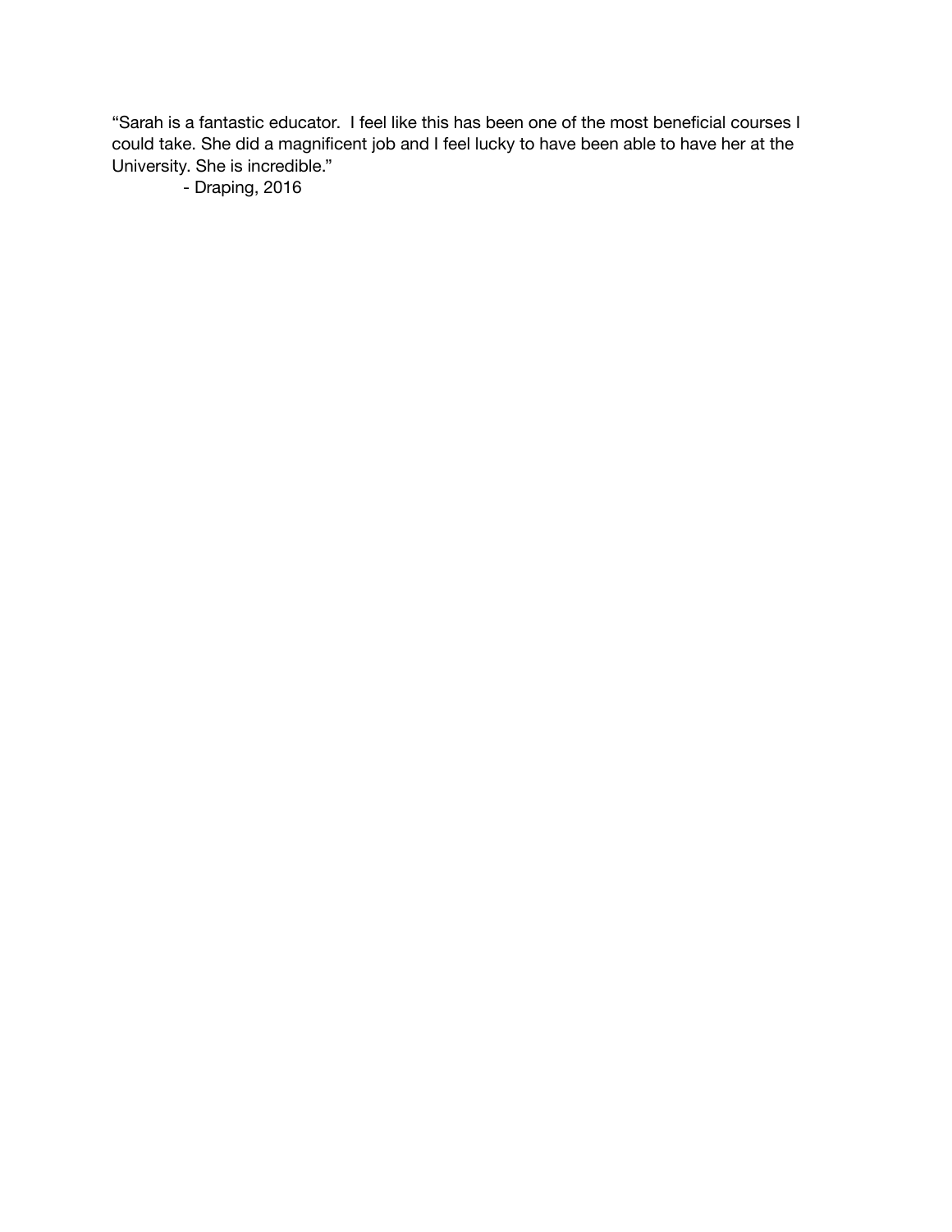"Sarah is a fantastic educator.  I feel like this has been one of the most beneficial courses I could take. She did a magnificent job and I feel lucky to have been able to have her at the University. She is incredible."

- Draping, 2016